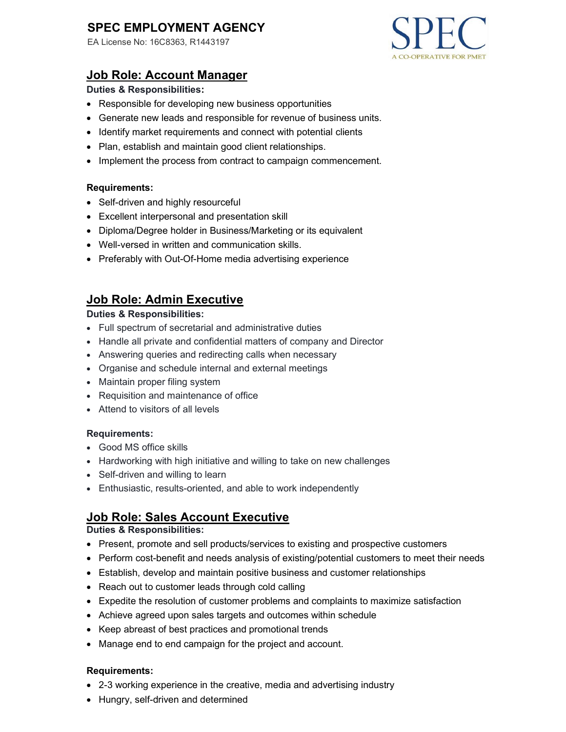# SPEC EMPLOYMENT AGENCY

EA License No: 16C8363, R1443197

SPEC
A CO-OPERATIVE FOR PMET

## Job Role: Account Manager

**Duties & Responsibilities:**

- Responsible for developing new business opportunities
- Generate new leads and responsible for revenue of business units.
- Identify market requirements and connect with potential clients
- Plan, establish and maintain good client relationships.
- Implement the process from contract to campaign commencement.

**Requirements:**

- Self-driven and highly resourceful
- Excellent interpersonal and presentation skill
- Diploma/Degree holder in Business/Marketing or its equivalent
- Well-versed in written and communication skills.
- Preferably with Out-Of-Home media advertising experience

## Job Role: Admin Executive

**Duties & Responsibilities:**

- Full spectrum of secretarial and administrative duties
- Handle all private and confidential matters of company and Director
- Answering queries and redirecting calls when necessary
- Organise and schedule internal and external meetings
- Maintain proper filing system
- Requisition and maintenance of office
- Attend to visitors of all levels

**Requirements:**

- Good MS office skills
- Hardworking with high initiative and willing to take on new challenges
- Self-driven and willing to learn
- Enthusiastic, results-oriented, and able to work independently

## Job Role: Sales Account Executive

**Duties & Responsibilities:**

- Present, promote and sell products/services to existing and prospective customers
- Perform cost-benefit and needs analysis of existing/potential customers to meet their needs
- Establish, develop and maintain positive business and customer relationships
- Reach out to customer leads through cold calling
- Expedite the resolution of customer problems and complaints to maximize satisfaction
- Achieve agreed upon sales targets and outcomes within schedule
- Keep abreast of best practices and promotional trends
- Manage end to end campaign for the project and account.

**Requirements:**

- 2-3 working experience in the creative, media and advertising industry
- Hungry, self-driven and determined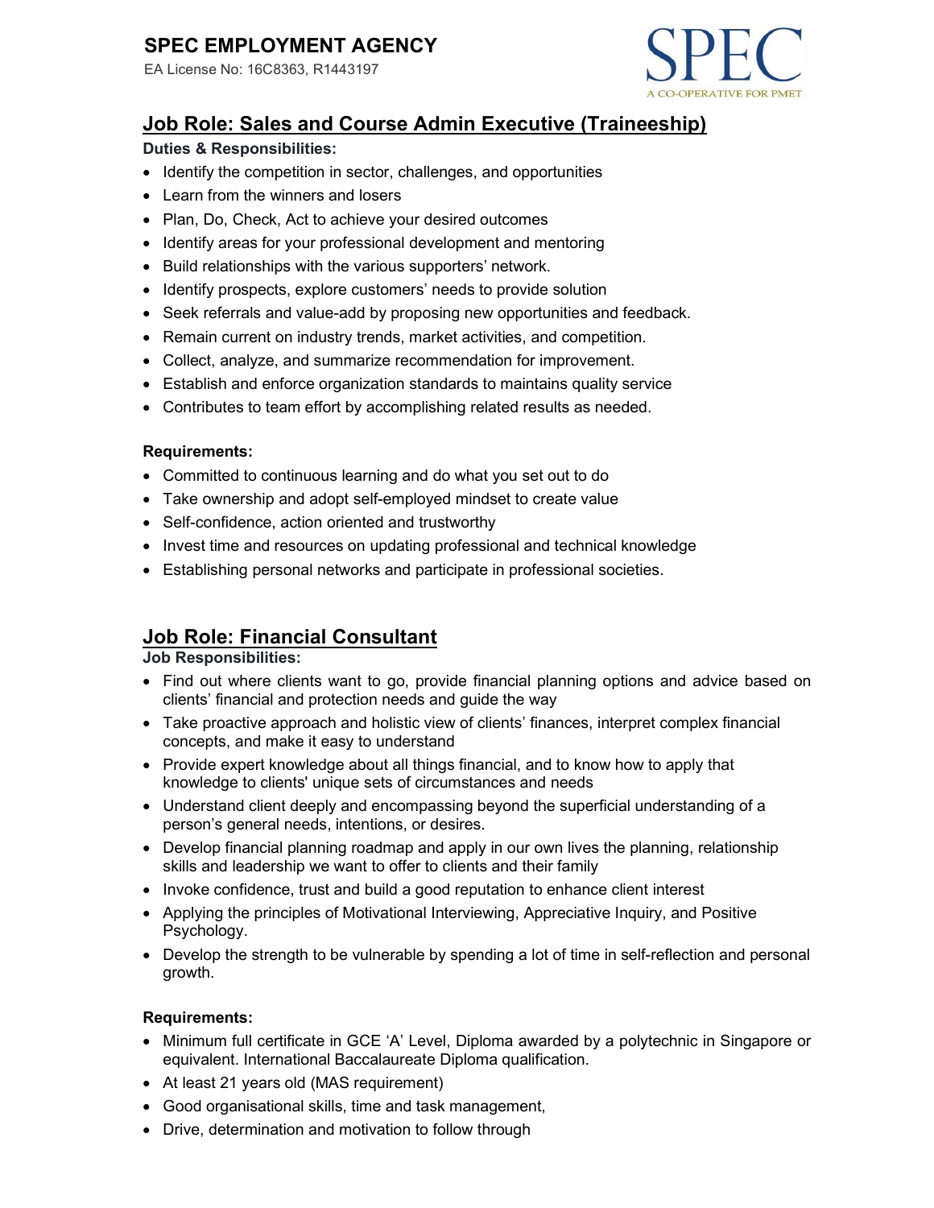# SPEC EMPLOYMENT AGENCY

EA License No: 16C8363, R1443197

SPEC
A CO-OPERATIVE FOR PMET

## Job Role: Sales and Course Admin Executive (Traineeship)

**Duties & Responsibilities:**

- Identify the competition in sector, challenges, and opportunities
- Learn from the winners and losers
- Plan, Do, Check, Act to achieve your desired outcomes
- Identify areas for your professional development and mentoring
- Build relationships with the various supporters' network.
- Identify prospects, explore customers' needs to provide solution
- Seek referrals and value-add by proposing new opportunities and feedback.
- Remain current on industry trends, market activities, and competition.
- Collect, analyze, and summarize recommendation for improvement.
- Establish and enforce organization standards to maintains quality service
- Contributes to team effort by accomplishing related results as needed.

**Requirements:**

- Committed to continuous learning and do what you set out to do
- Take ownership and adopt self-employed mindset to create value
- Self-confidence, action oriented and trustworthy
- Invest time and resources on updating professional and technical knowledge
- Establishing personal networks and participate in professional societies.

## Job Role: Financial Consultant

**Job Responsibilities:**

- Find out where clients want to go, provide financial planning options and advice based on clients' financial and protection needs and guide the way
- Take proactive approach and holistic view of clients' finances, interpret complex financial concepts, and make it easy to understand
- Provide expert knowledge about all things financial, and to know how to apply that knowledge to clients' unique sets of circumstances and needs
- Understand client deeply and encompassing beyond the superficial understanding of a person's general needs, intentions, or desires.
- Develop financial planning roadmap and apply in our own lives the planning, relationship skills and leadership we want to offer to clients and their family
- Invoke confidence, trust and build a good reputation to enhance client interest
- Applying the principles of Motivational Interviewing, Appreciative Inquiry, and Positive Psychology.
- Develop the strength to be vulnerable by spending a lot of time in self-reflection and personal growth.

**Requirements:**

- Minimum full certificate in GCE 'A' Level, Diploma awarded by a polytechnic in Singapore or equivalent. International Baccalaureate Diploma qualification.
- At least 21 years old (MAS requirement)
- Good organisational skills, time and task management,
- Drive, determination and motivation to follow through